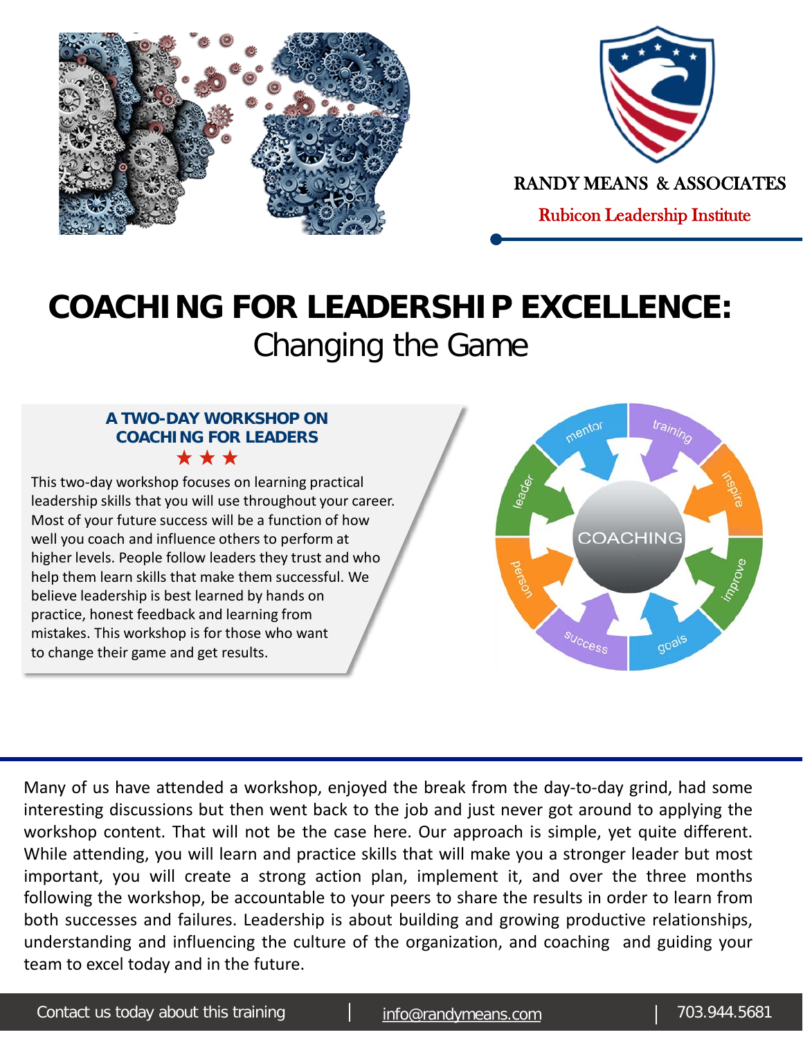RANDY MEANS & ASSOCIATES

Rubicon Leadership Institute

# COACHING FOR LEADERSHIP EXCELLENCE:

## Changing the Game

### A TWO-DAY WORKSHOP ON COACHING FOR LEADERS

★ ★ ★

This two-day workshop focuses on learning practical leadership skills that you will use throughout your career. Most of your future success will be a function of how well you coach and influence others to perform at higher levels. People follow leaders they trust and who help them learn skills that make them successful. We believe leadership is best learned by hands on practice, honest feedback and learning from mistakes. This workshop is for those who want to change their game and get results.

Many of us have attended a workshop, enjoyed the break from the day-to-day grind, had some interesting discussions but then went back to the job and just never got around to applying the workshop content. That will not be the case here. Our approach is simple, yet quite different. While attending, you will learn and practice skills that will make you a stronger leader but most important, you will create a strong action plan, implement it, and over the three months following the workshop, be accountable to your peers to share the results in order to learn from both successes and failures. Leadership is about building and growing productive relationships, understanding and influencing the culture of the organization, and coaching and guiding your team to excel today and in the future.

Contact us today about this training | info@randymeans.com | 703.944.5681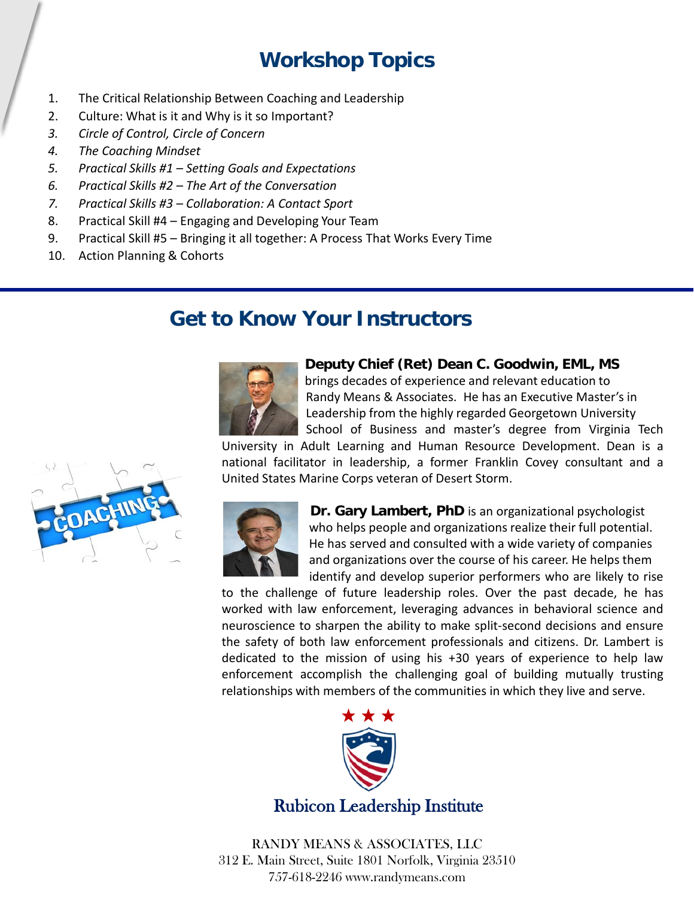## Workshop Topics

1. The Critical Relationship Between Coaching and Leadership
2. Culture: What is it and Why is it so Important?
3. *Circle of Control, Circle of Concern*
4. *The Coaching Mindset*
5. *Practical Skills #1 – Setting Goals and Expectations*
6. *Practical Skills #2 – The Art of the Conversation*
7. *Practical Skills #3 – Collaboration: A Contact Sport*
8. Practical Skill #4 – Engaging and Developing Your Team
9. Practical Skill #5 – Bringing it all together: A Process That Works Every Time
10. Action Planning & Cohorts

## Get to Know Your Instructors

**Deputy Chief (Ret) Dean C. Goodwin, EML, MS** brings decades of experience and relevant education to Randy Means & Associates. He has an Executive Master's in Leadership from the highly regarded Georgetown University School of Business and master's degree from Virginia Tech University in Adult Learning and Human Resource Development. Dean is a national facilitator in leadership, a former Franklin Covey consultant and a United States Marine Corps veteran of Desert Storm.

**Dr. Gary Lambert, PhD** is an organizational psychologist who helps people and organizations realize their full potential. He has served and consulted with a wide variety of companies and organizations over the course of his career. He helps them identify and develop superior performers who are likely to rise to the challenge of future leadership roles. Over the past decade, he has worked with law enforcement, leveraging advances in behavioral science and neuroscience to sharpen the ability to make split-second decisions and ensure the safety of both law enforcement professionals and citizens. Dr. Lambert is dedicated to the mission of using his +30 years of experience to help law enforcement accomplish the challenging goal of building mutually trusting relationships with members of the communities in which they live and serve.

Rubicon Leadership Institute

RANDY MEANS & ASSOCIATES, LLC
312 E. Main Street, Suite 1801 Norfolk, Virginia 23510
757-618-2246 www.randymeans.com